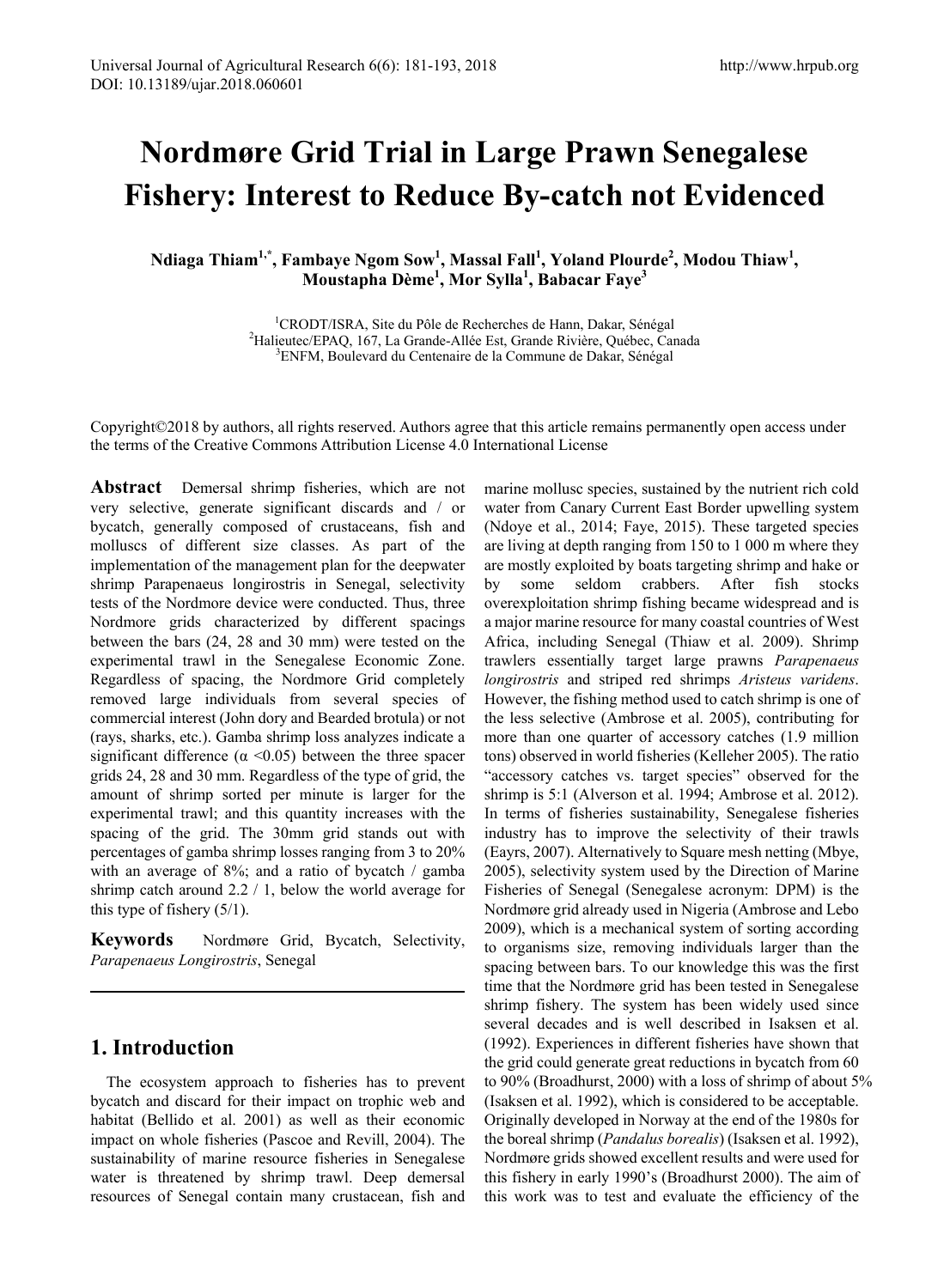# Nordmøre Grid Trial in Large Prawn Senegalese Fishery: Interest to Reduce By-catch not Evidenced

**Ndiaga Thiam[1,*], Fambaye Ngom Sow[1], Massal Fall[1], Yoland Plourde[2], Modou Thiaw[1], Moustapha Dème[1], Mor Sylla[1], Babacar Faye[3]**

[1]CRODT/ISRA, Site du Pôle de Recherches de Hann, Dakar, Sénégal
[2]Halieutec/EPAQ, 167, La Grande-Allée Est, Grande Rivière, Québec, Canada
[3]ENFM, Boulevard du Centenaire de la Commune de Dakar, Sénégal

Copyright©2018 by authors, all rights reserved. Authors agree that this article remains permanently open access under the terms of the Creative Commons Attribution License 4.0 International License

**Abstract** Demersal shrimp fisheries, which are not very selective, generate significant discards and / or bycatch, generally composed of crustaceans, fish and molluscs of different size classes. As part of the implementation of the management plan for the deepwater shrimp Parapenaeus longirostris in Senegal, selectivity tests of the Nordmore device were conducted. Thus, three Nordmore grids characterized by different spacings between the bars (24, 28 and 30 mm) were tested on the experimental trawl in the Senegalese Economic Zone. Regardless of spacing, the Nordmore Grid completely removed large individuals from several species of commercial interest (John dory and Bearded brotula) or not (rays, sharks, etc.). Gamba shrimp loss analyzes indicate a significant difference ($\alpha$ <0.05) between the three spacer grids 24, 28 and 30 mm. Regardless of the type of grid, the amount of shrimp sorted per minute is larger for the experimental trawl; and this quantity increases with the spacing of the grid. The 30mm grid stands out with percentages of gamba shrimp losses ranging from 3 to 20% with an average of 8%; and a ratio of bycatch / gamba shrimp catch around 2.2 / 1, below the world average for this type of fishery (5/1).

**Keywords** Nordmøre Grid, Bycatch, Selectivity, *Parapenaeus Longirostris*, Senegal

## 1. Introduction

The ecosystem approach to fisheries has to prevent bycatch and discard for their impact on trophic web and habitat (Bellido et al. 2001) as well as their economic impact on whole fisheries (Pascoe and Revill, 2004). The sustainability of marine resource fisheries in Senegalese water is threatened by shrimp trawl. Deep demersal resources of Senegal contain many crustacean, fish and marine mollusc species, sustained by the nutrient rich cold water from Canary Current East Border upwelling system (Ndoye et al., 2014; Faye, 2015). These targeted species are living at depth ranging from 150 to 1 000 m where they are mostly exploited by boats targeting shrimp and hake or by some seldom crabbers. After fish stocks overexploitation shrimp fishing became widespread and is a major marine resource for many coastal countries of West Africa, including Senegal (Thiaw et al. 2009). Shrimp trawlers essentially target large prawns *Parapenaeus longirostris* and striped red shrimps *Aristeus varidens*. However, the fishing method used to catch shrimp is one of the less selective (Ambrose et al. 2005), contributing for more than one quarter of accessory catches (1.9 million tons) observed in world fisheries (Kelleher 2005). The ratio "accessory catches vs. target species" observed for the shrimp is 5:1 (Alverson et al. 1994; Ambrose et al. 2012). In terms of fisheries sustainability, Senegalese fisheries industry has to improve the selectivity of their trawls (Eayrs, 2007). Alternatively to Square mesh netting (Mbye, 2005), selectivity system used by the Direction of Marine Fisheries of Senegal (Senegalese acronym: DPM) is the Nordmøre grid already used in Nigeria (Ambrose and Lebo 2009), which is a mechanical system of sorting according to organisms size, removing individuals larger than the spacing between bars. To our knowledge this was the first time that the Nordmøre grid has been tested in Senegalese shrimp fishery. The system has been widely used since several decades and is well described in Isaksen et al. (1992). Experiences in different fisheries have shown that the grid could generate great reductions in bycatch from 60 to 90% (Broadhurst, 2000) with a loss of shrimp of about 5% (Isaksen et al. 1992), which is considered to be acceptable. Originally developed in Norway at the end of the 1980s for the boreal shrimp (*Pandalus borealis*) (Isaksen et al. 1992), Nordmøre grids showed excellent results and were used for this fishery in early 1990's (Broadhurst 2000). The aim of this work was to test and evaluate the efficiency of the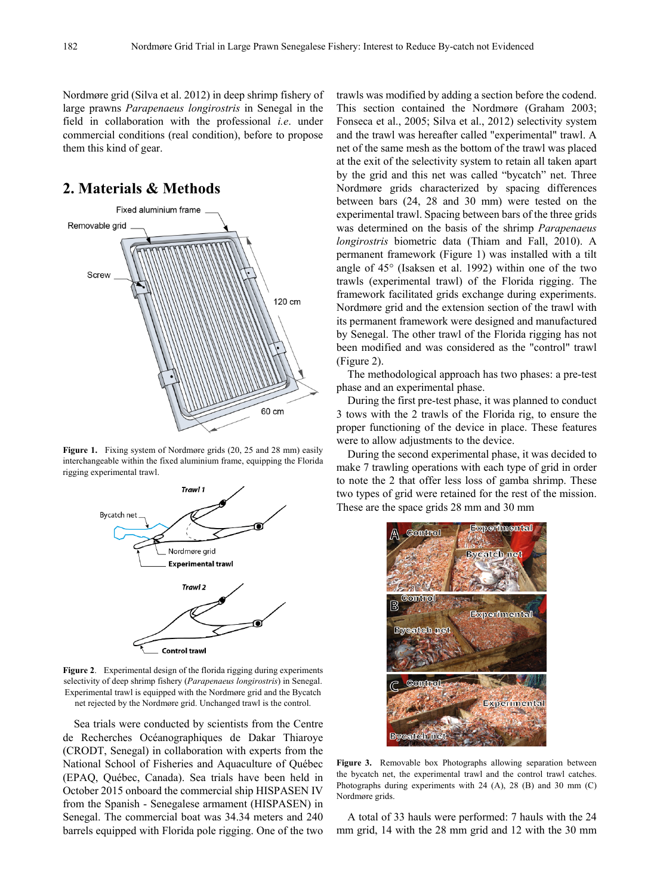Nordmøre grid (Silva et al. 2012) in deep shrimp fishery of large prawns *Parapenaeus longirostris* in Senegal in the field in collaboration with the professional *i.e*. under commercial conditions (real condition), before to propose them this kind of gear.

## 2. Materials & Methods

**Figure 1.** Fixing system of Nordmøre grids (20, 25 and 28 mm) easily interchangeable within the fixed aluminium frame, equipping the Florida rigging experimental trawl.

**Figure 2.** Experimental design of the florida rigging during experiments selectivity of deep shrimp fishery (*Parapenaeus longirostris*) in Senegal. Experimental trawl is equipped with the Nordmøre grid and the Bycatch net rejected by the Nordmøre grid. Unchanged trawl is the control.

Sea trials were conducted by scientists from the Centre de Recherches Océanographiques de Dakar Thiaroye (CRODT, Senegal) in collaboration with experts from the National School of Fisheries and Aquaculture of Québec (EPAQ, Québec, Canada). Sea trials have been held in October 2015 onboard the commercial ship HISPASEN IV from the Spanish - Senegalese armament (HISPASEN) in Senegal. The commercial boat was 34.34 meters and 240 barrels equipped with Florida pole rigging. One of the two trawls was modified by adding a section before the codend. This section contained the Nordmøre (Graham 2003; Fonseca et al., 2005; Silva et al., 2012) selectivity system and the trawl was hereafter called "experimental" trawl. A net of the same mesh as the bottom of the trawl was placed at the exit of the selectivity system to retain all taken apart by the grid and this net was called "bycatch" net. Three Nordmøre grids characterized by spacing differences between bars (24, 28 and 30 mm) were tested on the experimental trawl. Spacing between bars of the three grids was determined on the basis of the shrimp *Parapenaeus longirostris* biometric data (Thiam and Fall, 2010). A permanent framework (Figure 1) was installed with a tilt angle of 45° (Isaksen et al. 1992) within one of the two trawls (experimental trawl) of the Florida rigging. The framework facilitated grids exchange during experiments. Nordmøre grid and the extension section of the trawl with its permanent framework were designed and manufactured by Senegal. The other trawl of the Florida rigging has not been modified and was considered as the "control" trawl (Figure 2).

The methodological approach has two phases: a pre-test phase and an experimental phase.

During the first pre-test phase, it was planned to conduct 3 tows with the 2 trawls of the Florida rig, to ensure the proper functioning of the device in place. These features were to allow adjustments to the device.

During the second experimental phase, it was decided to make 7 trawling operations with each type of grid in order to note the 2 that offer less loss of gamba shrimp. These two types of grid were retained for the rest of the mission. These are the space grids 28 mm and 30 mm

**Figure 3.** Removable box Photographs allowing separation between the bycatch net, the experimental trawl and the control trawl catches. Photographs during experiments with 24 (A), 28 (B) and 30 mm (C) Nordmøre grids.

A total of 33 hauls were performed: 7 hauls with the 24 mm grid, 14 with the 28 mm grid and 12 with the 30 mm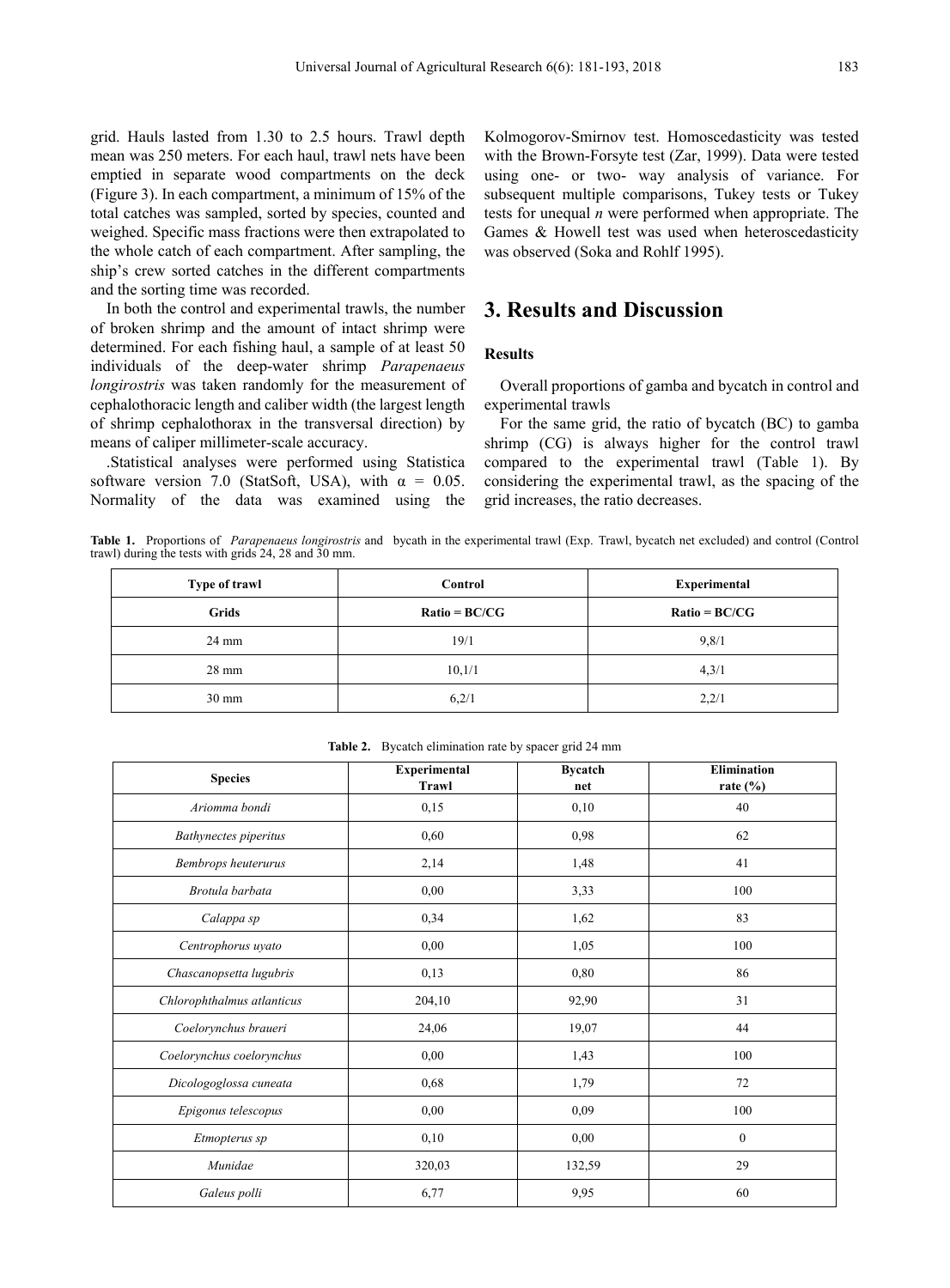grid. Hauls lasted from 1.30 to 2.5 hours. Trawl depth mean was 250 meters. For each haul, trawl nets have been emptied in separate wood compartments on the deck (Figure 3). In each compartment, a minimum of 15% of the total catches was sampled, sorted by species, counted and weighed. Specific mass fractions were then extrapolated to the whole catch of each compartment. After sampling, the ship's crew sorted catches in the different compartments and the sorting time was recorded.

In both the control and experimental trawls, the number of broken shrimp and the amount of intact shrimp were determined. For each fishing haul, a sample of at least 50 individuals of the deep-water shrimp *Parapenaeus longirostris* was taken randomly for the measurement of cephalothoracic length and caliber width (the largest length of shrimp cephalothorax in the transversal direction) by means of caliper millimeter-scale accuracy.

.Statistical analyses were performed using Statistica software version 7.0 (StatSoft, USA), with $\alpha = 0.05$. Normality of the data was examined using the Kolmogorov-Smirnov test. Homoscedasticity was tested with the Brown-Forsyte test (Zar, 1999). Data were tested using one- or two- way analysis of variance. For subsequent multiple comparisons, Tukey tests or Tukey tests for unequal *n* were performed when appropriate. The Games & Howell test was used when heteroscedasticity was observed (Soka and Rohlf 1995).

# 3. Results and Discussion

### Results

Overall proportions of gamba and bycatch in control and experimental trawls

For the same grid, the ratio of bycatch (BC) to gamba shrimp (CG) is always higher for the control trawl compared to the experimental trawl (Table 1). By considering the experimental trawl, as the spacing of the grid increases, the ratio decreases.

**Table 1.** Proportions of *Parapenaeus longirostris* and bycath in the experimental trawl (Exp. Trawl, bycatch net excluded) and control (Control trawl) during the tests with grids 24, 28 and 30 mm.

| Type of trawl | Control | Experimental |
|---|---|---|
| **Grids** | **Ratio = BC/CG** | **Ratio = BC/CG** |
| 24 mm | 19/1 | 9,8/1 |
| 28 mm | 10,1/1 | 4,3/1 |
| 30 mm | 6,2/1 | 2,2/1 |

**Table 2.** Bycatch elimination rate by spacer grid 24 mm

| Species | Experimental Trawl | Bycatch net | Elimination rate (%) |
|---|---|---|---|
| *Ariomma bondi* | 0,15 | 0,10 | 40 |
| *Bathynectes piperitus* | 0,60 | 0,98 | 62 |
| *Bembrops heuterurus* | 2,14 | 1,48 | 41 |
| *Brotula barbata* | 0,00 | 3,33 | 100 |
| *Calappa sp* | 0,34 | 1,62 | 83 |
| *Centrophorus uyato* | 0,00 | 1,05 | 100 |
| *Chascanopsetta lugubris* | 0,13 | 0,80 | 86 |
| *Chlorophthalmus atlanticus* | 204,10 | 92,90 | 31 |
| *Coelorynchus braueri* | 24,06 | 19,07 | 44 |
| *Coelorynchus coelorynchus* | 0,00 | 1,43 | 100 |
| *Dicologoglossa cuneata* | 0,68 | 1,79 | 72 |
| *Epigonus telescopus* | 0,00 | 0,09 | 100 |
| *Etmopterus sp* | 0,10 | 0,00 | 0 |
| *Munidae* | 320,03 | 132,59 | 29 |
| *Galeus polli* | 6,77 | 9,95 | 60 |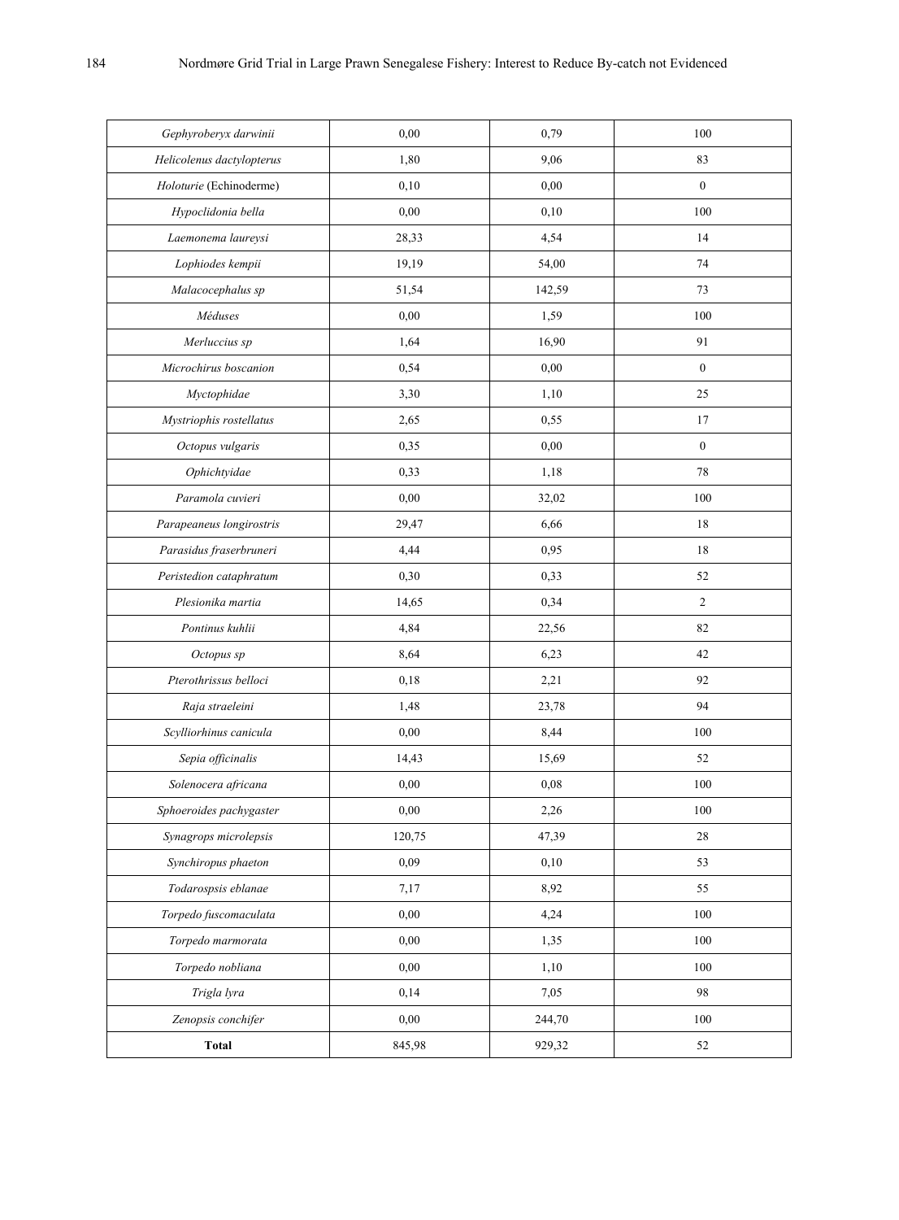| | | | |
|---|---|---|---|
| *Gephyroberyx darwinii* | 0,00 | 0,79 | 100 |
| *Helicolenus dactylopterus* | 1,80 | 9,06 | 83 |
| *Holoturie* (Echinoderme) | 0,10 | 0,00 | 0 |
| *Hypoclidonia bella* | 0,00 | 0,10 | 100 |
| *Laemonema laureysi* | 28,33 | 4,54 | 14 |
| *Lophiodes kempii* | 19,19 | 54,00 | 74 |
| *Malacocephalus sp* | 51,54 | 142,59 | 73 |
| *Méduses* | 0,00 | 1,59 | 100 |
| *Merluccius sp* | 1,64 | 16,90 | 91 |
| *Microchirus boscanion* | 0,54 | 0,00 | 0 |
| *Myctophidae* | 3,30 | 1,10 | 25 |
| *Mystriophis rostellatus* | 2,65 | 0,55 | 17 |
| *Octopus vulgaris* | 0,35 | 0,00 | 0 |
| *Ophichtyidae* | 0,33 | 1,18 | 78 |
| *Paramola cuvieri* | 0,00 | 32,02 | 100 |
| *Parapeaneus longirostris* | 29,47 | 6,66 | 18 |
| *Parasidus fraserbruneri* | 4,44 | 0,95 | 18 |
| *Peristedion cataphratum* | 0,30 | 0,33 | 52 |
| *Plesionika martia* | 14,65 | 0,34 | 2 |
| *Pontinus kuhlii* | 4,84 | 22,56 | 82 |
| *Octopus sp* | 8,64 | 6,23 | 42 |
| *Pterothrissus belloci* | 0,18 | 2,21 | 92 |
| *Raja straeleini* | 1,48 | 23,78 | 94 |
| *Scylliorhinus canicula* | 0,00 | 8,44 | 100 |
| *Sepia officinalis* | 14,43 | 15,69 | 52 |
| *Solenocera africana* | 0,00 | 0,08 | 100 |
| *Sphoeroides pachygaster* | 0,00 | 2,26 | 100 |
| *Synagrops microlepsis* | 120,75 | 47,39 | 28 |
| *Synchiropus phaeton* | 0,09 | 0,10 | 53 |
| *Todarospsis eblanae* | 7,17 | 8,92 | 55 |
| *Torpedo fuscomaculata* | 0,00 | 4,24 | 100 |
| *Torpedo marmorata* | 0,00 | 1,35 | 100 |
| *Torpedo nobliana* | 0,00 | 1,10 | 100 |
| *Trigla lyra* | 0,14 | 7,05 | 98 |
| *Zenopsis conchifer* | 0,00 | 244,70 | 100 |
| **Total** | 845,98 | 929,32 | 52 |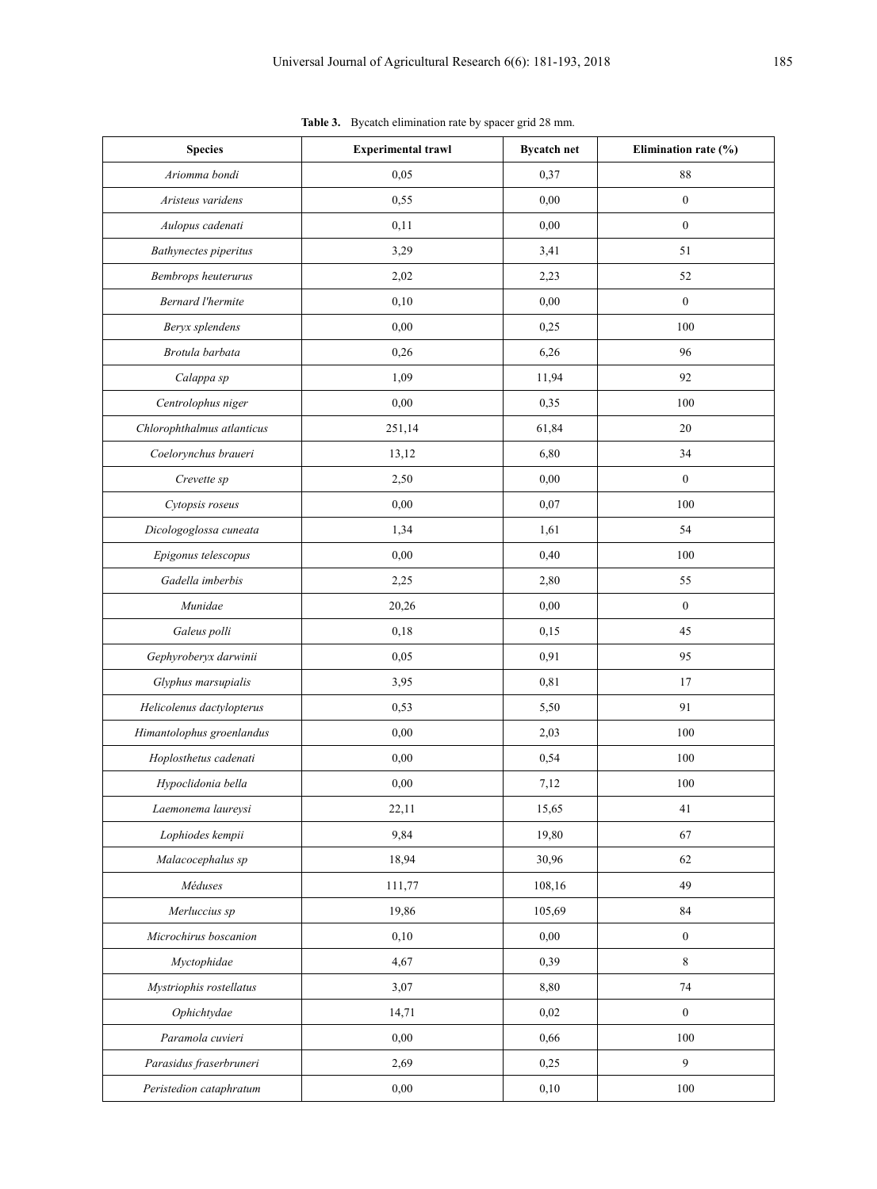**Table 3.** Bycatch elimination rate by spacer grid 28 mm.

| Species | Experimental trawl | Bycatch net | Elimination rate (%) |
|---|---|---|---|
| *Ariomma bondi* | 0,05 | 0,37 | 88 |
| *Aristeus varidens* | 0,55 | 0,00 | 0 |
| *Aulopus cadenati* | 0,11 | 0,00 | 0 |
| *Bathynectes piperitus* | 3,29 | 3,41 | 51 |
| *Bembrops heuterurus* | 2,02 | 2,23 | 52 |
| *Bernard l'hermite* | 0,10 | 0,00 | 0 |
| *Beryx splendens* | 0,00 | 0,25 | 100 |
| *Brotula barbata* | 0,26 | 6,26 | 96 |
| *Calappa sp* | 1,09 | 11,94 | 92 |
| *Centrolophus niger* | 0,00 | 0,35 | 100 |
| *Chlorophthalmus atlanticus* | 251,14 | 61,84 | 20 |
| *Coelorynchus braueri* | 13,12 | 6,80 | 34 |
| *Crevette sp* | 2,50 | 0,00 | 0 |
| *Cytopsis roseus* | 0,00 | 0,07 | 100 |
| *Dicologoglossa cuneata* | 1,34 | 1,61 | 54 |
| *Epigonus telescopus* | 0,00 | 0,40 | 100 |
| *Gadella imberbis* | 2,25 | 2,80 | 55 |
| *Munidae* | 20,26 | 0,00 | 0 |
| *Galeus polli* | 0,18 | 0,15 | 45 |
| *Gephyroberyx darwinii* | 0,05 | 0,91 | 95 |
| *Glyphus marsupialis* | 3,95 | 0,81 | 17 |
| *Helicolenus dactylopterus* | 0,53 | 5,50 | 91 |
| *Himantolophus groenlandus* | 0,00 | 2,03 | 100 |
| *Hoplosthetus cadenati* | 0,00 | 0,54 | 100 |
| *Hypoclidonia bella* | 0,00 | 7,12 | 100 |
| *Laemonema laureysi* | 22,11 | 15,65 | 41 |
| *Lophiodes kempii* | 9,84 | 19,80 | 67 |
| *Malacocephalus sp* | 18,94 | 30,96 | 62 |
| *Méduses* | 111,77 | 108,16 | 49 |
| *Merluccius sp* | 19,86 | 105,69 | 84 |
| *Microchirus boscanion* | 0,10 | 0,00 | 0 |
| *Myctophidae* | 4,67 | 0,39 | 8 |
| *Mystriophis rostellatus* | 3,07 | 8,80 | 74 |
| *Ophichtydae* | 14,71 | 0,02 | 0 |
| *Paramola cuvieri* | 0,00 | 0,66 | 100 |
| *Parasidus fraserbruneri* | 2,69 | 0,25 | 9 |
| *Peristedion cataphratum* | 0,00 | 0,10 | 100 |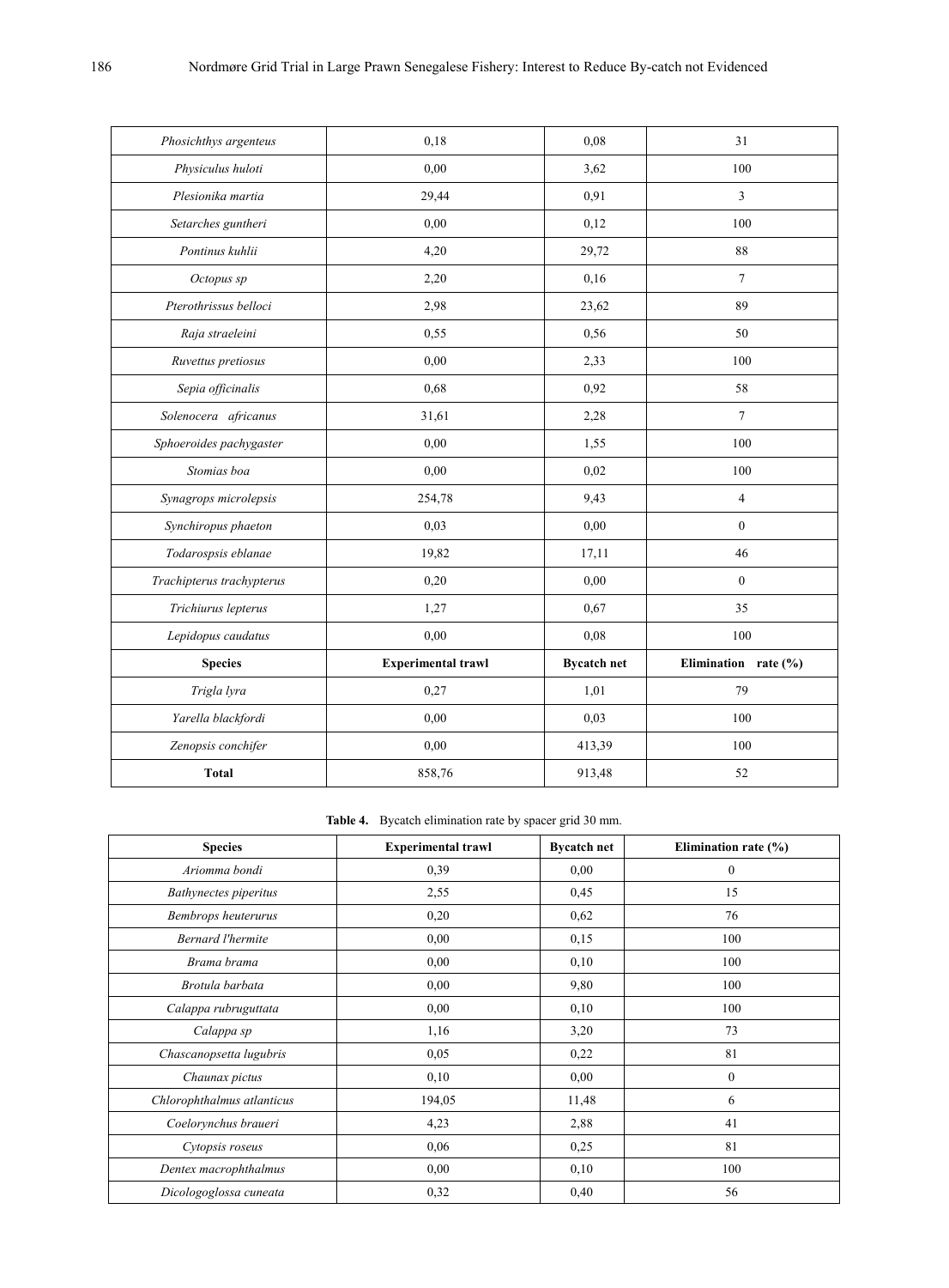| | | | |
|---|---|---|---|
| *Phosichthys argenteus* | 0,18 | 0,08 | 31 |
| *Physiculus huloti* | 0,00 | 3,62 | 100 |
| *Plesionika martia* | 29,44 | 0,91 | 3 |
| *Setarches guntheri* | 0,00 | 0,12 | 100 |
| *Pontinus kuhlii* | 4,20 | 29,72 | 88 |
| *Octopus sp* | 2,20 | 0,16 | 7 |
| *Pterothrissus belloci* | 2,98 | 23,62 | 89 |
| *Raja straeleini* | 0,55 | 0,56 | 50 |
| *Ruvettus pretiosus* | 0,00 | 2,33 | 100 |
| *Sepia officinalis* | 0,68 | 0,92 | 58 |
| *Solenocera africanus* | 31,61 | 2,28 | 7 |
| *Sphoeroides pachygaster* | 0,00 | 1,55 | 100 |
| *Stomias boa* | 0,00 | 0,02 | 100 |
| *Synagrops microlepsis* | 254,78 | 9,43 | 4 |
| *Synchiropus phaeton* | 0,03 | 0,00 | 0 |
| *Todarospsis eblanae* | 19,82 | 17,11 | 46 |
| *Trachipterus trachypterus* | 0,20 | 0,00 | 0 |
| *Trichiurus lepterus* | 1,27 | 0,67 | 35 |
| *Lepidopus caudatus* | 0,00 | 0,08 | 100 |
| **Species** | **Experimental trawl** | **Bycatch net** | **Elimination rate (%)** |
| *Trigla lyra* | 0,27 | 1,01 | 79 |
| *Yarella blackfordi* | 0,00 | 0,03 | 100 |
| *Zenopsis conchifer* | 0,00 | 413,39 | 100 |
| **Total** | 858,76 | 913,48 | 52 |

**Table 4.** Bycatch elimination rate by spacer grid 30 mm.

| Species | Experimental trawl | Bycatch net | Elimination rate (%) |
|---|---|---|---|
| *Ariomma bondi* | 0,39 | 0,00 | 0 |
| *Bathynectes piperitus* | 2,55 | 0,45 | 15 |
| *Bembrops heuterurus* | 0,20 | 0,62 | 76 |
| *Bernard l'hermite* | 0,00 | 0,15 | 100 |
| *Brama brama* | 0,00 | 0,10 | 100 |
| *Brotula barbata* | 0,00 | 9,80 | 100 |
| *Calappa rubruguttata* | 0,00 | 0,10 | 100 |
| *Calappa sp* | 1,16 | 3,20 | 73 |
| *Chascanopsetta lugubris* | 0,05 | 0,22 | 81 |
| *Chaunax pictus* | 0,10 | 0,00 | 0 |
| *Chlorophthalmus atlanticus* | 194,05 | 11,48 | 6 |
| *Coelorynchus braueri* | 4,23 | 2,88 | 41 |
| *Cytopsis roseus* | 0,06 | 0,25 | 81 |
| *Dentex macrophthalmus* | 0,00 | 0,10 | 100 |
| *Dicologoglossa cuneata* | 0,32 | 0,40 | 56 |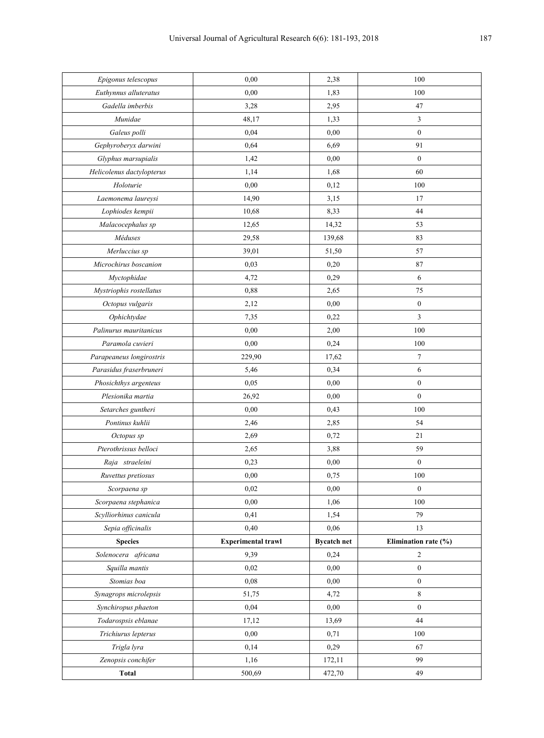| | | | |
|---|---|---|---|
| *Epigonus telescopus* | 0,00 | 2,38 | 100 |
| *Euthynnus alluteratus* | 0,00 | 1,83 | 100 |
| *Gadella imberbis* | 3,28 | 2,95 | 47 |
| *Munidae* | 48,17 | 1,33 | 3 |
| *Galeus polli* | 0,04 | 0,00 | 0 |
| *Gephyroberyx darwini* | 0,64 | 6,69 | 91 |
| *Glyphus marsupialis* | 1,42 | 0,00 | 0 |
| *Helicolenus dactylopterus* | 1,14 | 1,68 | 60 |
| *Holoturie* | 0,00 | 0,12 | 100 |
| *Laemonema laureysi* | 14,90 | 3,15 | 17 |
| *Lophiodes kempii* | 10,68 | 8,33 | 44 |
| *Malacocephalus sp* | 12,65 | 14,32 | 53 |
| *Méduses* | 29,58 | 139,68 | 83 |
| *Merluccius sp* | 39,01 | 51,50 | 57 |
| *Microchirus boscanion* | 0,03 | 0,20 | 87 |
| *Myctophidae* | 4,72 | 0,29 | 6 |
| *Mystriophis rostellatus* | 0,88 | 2,65 | 75 |
| *Octopus vulgaris* | 2,12 | 0,00 | 0 |
| *Ophichtydae* | 7,35 | 0,22 | 3 |
| *Palinurus mauritanicus* | 0,00 | 2,00 | 100 |
| *Paramola cuvieri* | 0,00 | 0,24 | 100 |
| *Parapeaneus longirostris* | 229,90 | 17,62 | 7 |
| *Parasidus fraserbruneri* | 5,46 | 0,34 | 6 |
| *Phosichthys argenteus* | 0,05 | 0,00 | 0 |
| *Plesionika martia* | 26,92 | 0,00 | 0 |
| *Setarches guntheri* | 0,00 | 0,43 | 100 |
| *Pontinus kuhlii* | 2,46 | 2,85 | 54 |
| *Octopus sp* | 2,69 | 0,72 | 21 |
| *Pterothrissus belloci* | 2,65 | 3,88 | 59 |
| *Raja straeleini* | 0,23 | 0,00 | 0 |
| *Ruvettus pretiosus* | 0,00 | 0,75 | 100 |
| *Scorpaena sp* | 0,02 | 0,00 | 0 |
| *Scorpaena stephanica* | 0,00 | 1,06 | 100 |
| *Scylliorhinus canicula* | 0,41 | 1,54 | 79 |
| *Sepia officinalis* | 0,40 | 0,06 | 13 |
| **Species** | **Experimental trawl** | **Bycatch net** | **Elimination rate (%)** |
| *Solenocera africana* | 9,39 | 0,24 | 2 |
| *Squilla mantis* | 0,02 | 0,00 | 0 |
| *Stomias boa* | 0,08 | 0,00 | 0 |
| *Synagrops microlepsis* | 51,75 | 4,72 | 8 |
| *Synchiropus phaeton* | 0,04 | 0,00 | 0 |
| *Todarospsis eblanae* | 17,12 | 13,69 | 44 |
| *Trichiurus lepterus* | 0,00 | 0,71 | 100 |
| *Trigla lyra* | 0,14 | 0,29 | 67 |
| *Zenopsis conchifer* | 1,16 | 172,11 | 99 |
| **Total** | 500,69 | 472,70 | 49 |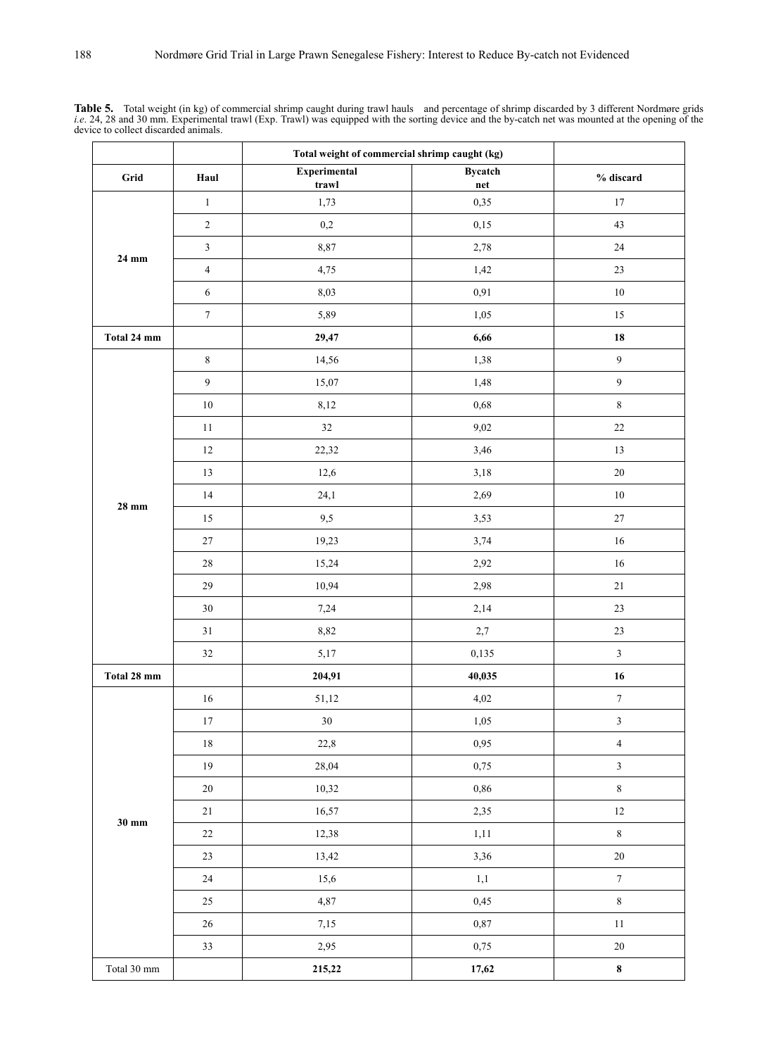**Table 5.** Total weight (in kg) of commercial shrimp caught during trawl hauls and percentage of shrimp discarded by 3 different Nordmøre grids *i.e.* 24, 28 and 30 mm. Experimental trawl (Exp. Trawl) was equipped with the sorting device and the by-catch net was mounted at the opening of the device to collect discarded animals.

| | | Total weight of commercial shrimp caught (kg) | | |
|---|---|---|---|---|
| **Grid** | **Haul** | **Experimental trawl** | **Bycatch net** | **% discard** |
| 24 mm | 1 | 1,73 | 0,35 | 17 |
| | 2 | 0,2 | 0,15 | 43 |
| | 3 | 8,87 | 2,78 | 24 |
| | 4 | 4,75 | 1,42 | 23 |
| | 6 | 8,03 | 0,91 | 10 |
| | 7 | 5,89 | 1,05 | 15 |
| **Total 24 mm** | | **29,47** | **6,66** | **18** |
| 28 mm | 8 | 14,56 | 1,38 | 9 |
| | 9 | 15,07 | 1,48 | 9 |
| | 10 | 8,12 | 0,68 | 8 |
| | 11 | 32 | 9,02 | 22 |
| | 12 | 22,32 | 3,46 | 13 |
| | 13 | 12,6 | 3,18 | 20 |
| | 14 | 24,1 | 2,69 | 10 |
| | 15 | 9,5 | 3,53 | 27 |
| | 27 | 19,23 | 3,74 | 16 |
| | 28 | 15,24 | 2,92 | 16 |
| | 29 | 10,94 | 2,98 | 21 |
| | 30 | 7,24 | 2,14 | 23 |
| | 31 | 8,82 | 2,7 | 23 |
| | 32 | 5,17 | 0,135 | 3 |
| **Total 28 mm** | | **204,91** | **40,035** | **16** |
| 30 mm | 16 | 51,12 | 4,02 | 7 |
| | 17 | 30 | 1,05 | 3 |
| | 18 | 22,8 | 0,95 | 4 |
| | 19 | 28,04 | 0,75 | 3 |
| | 20 | 10,32 | 0,86 | 8 |
| | 21 | 16,57 | 2,35 | 12 |
| | 22 | 12,38 | 1,11 | 8 |
| | 23 | 13,42 | 3,36 | 20 |
| | 24 | 15,6 | 1,1 | 7 |
| | 25 | 4,87 | 0,45 | 8 |
| | 26 | 7,15 | 0,87 | 11 |
| | 33 | 2,95 | 0,75 | 20 |
| Total 30 mm | | **215,22** | **17,62** | **8** |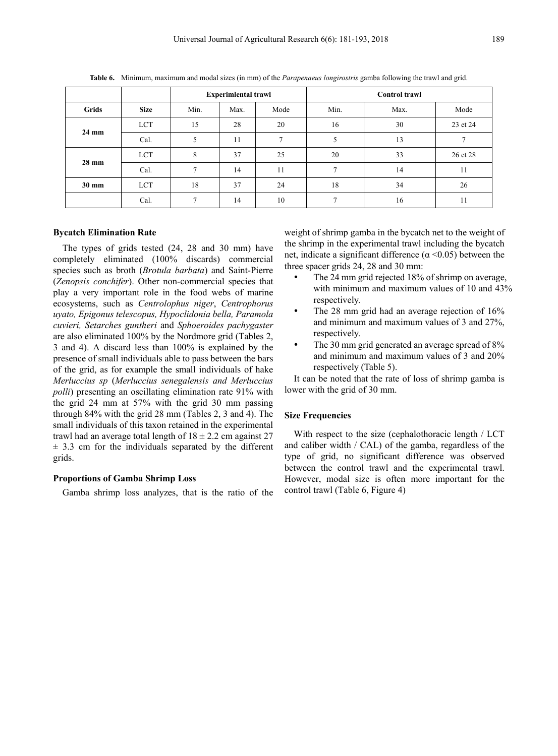**Table 6.** Minimum, maximum and modal sizes (in mm) of the *Parapenaeus longirostris* gamba following the trawl and grid.

| | | Experimlental trawl | | | Control trawl | | |
|---|---|---|---|---|---|---|---|
| **Grids** | **Size** | Min. | Max. | Mode | Min. | Max. | Mode |
| **24 mm** | LCT | 15 | 28 | 20 | 16 | 30 | 23 et 24 |
| | Cal. | 5 | 11 | 7 | 5 | 13 | 7 |
| **28 mm** | LCT | 8 | 37 | 25 | 20 | 33 | 26 et 28 |
| | Cal. | 7 | 14 | 11 | 7 | 14 | 11 |
| **30 mm** | LCT | 18 | 37 | 24 | 18 | 34 | 26 |
| | Cal. | 7 | 14 | 10 | 7 | 16 | 11 |

### Bycatch Elimination Rate

The types of grids tested (24, 28 and 30 mm) have completely eliminated (100% discards) commercial species such as broth (*Brotula barbata*) and Saint-Pierre (*Zenopsis conchifer*). Other non-commercial species that play a very important role in the food webs of marine ecosystems, such as *Centrolophus niger*, *Centrophorus uyato, Epigonus telescopus, Hypoclidonia bella, Paramola cuvieri, Setarches guntheri* and *Sphoeroides pachygaster* are also eliminated 100% by the Nordmore grid (Tables 2, 3 and 4). A discard less than 100% is explained by the presence of small individuals able to pass between the bars of the grid, as for example the small individuals of hake *Merluccius sp* (*Merluccius senegalensis and Merluccius polli*) presenting an oscillating elimination rate 91% with the grid 24 mm at 57% with the grid 30 mm passing through 84% with the grid 28 mm (Tables 2, 3 and 4). The small individuals of this taxon retained in the experimental trawl had an average total length of $18 \pm 2.2$ cm against $27 \pm 3.3$ cm for the individuals separated by the different grids.

### Proportions of Gamba Shrimp Loss

Gamba shrimp loss analyzes, that is the ratio of the weight of shrimp gamba in the bycatch net to the weight of the shrimp in the experimental trawl including the bycatch net, indicate a significant difference ($\alpha < 0.05$) between the three spacer grids 24, 28 and 30 mm:

- The 24 mm grid rejected 18% of shrimp on average, with minimum and maximum values of 10 and 43% respectively.
- The 28 mm grid had an average rejection of 16% and minimum and maximum values of 3 and 27%, respectively.
- The 30 mm grid generated an average spread of 8% and minimum and maximum values of 3 and 20% respectively (Table 5).

It can be noted that the rate of loss of shrimp gamba is lower with the grid of 30 mm.

### Size Frequencies

With respect to the size (cephalothoracic length / LCT and caliber width / CAL) of the gamba, regardless of the type of grid, no significant difference was observed between the control trawl and the experimental trawl. However, modal size is often more important for the control trawl (Table 6, Figure 4)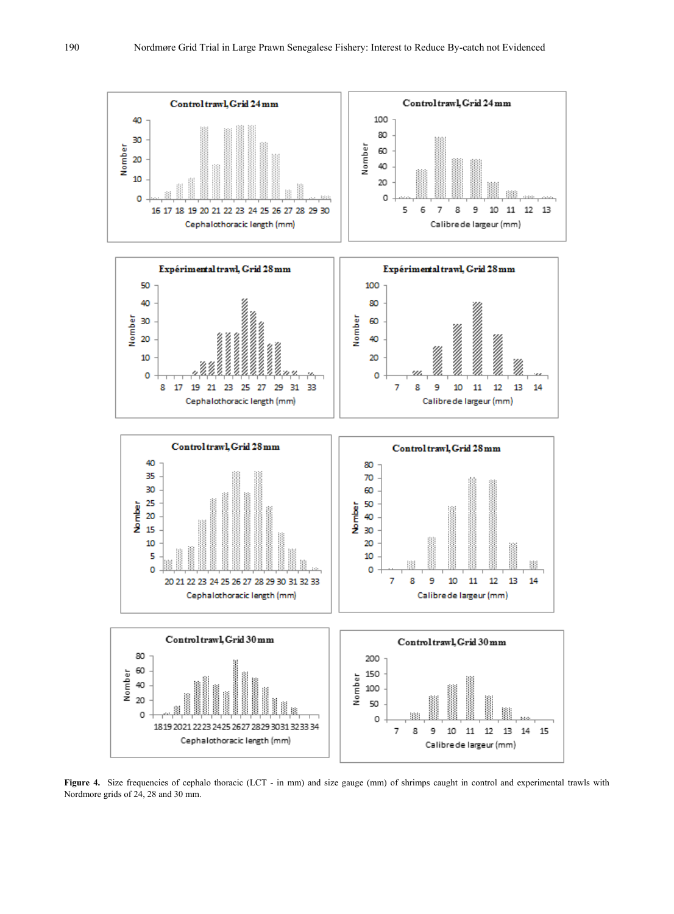Control trawl, Grid 24 mm

Nomber

40
30
20
10
0

16 17 18 19 20 21 22 23 24 25 26 27 28 29 30

Cephalothoracic length (mm)

Control trawl, Grid 24 mm

Nomber

100
80
60
40
20
0

5 6 7 8 9 10 11 12 13

Calibre de largeur (mm)

Expérimental trawl, Grid 28 mm

Nomber

50
40
30
20
10
0

8 17 19 21 23 25 27 29 31 33

Cephalothoracic length (mm)

Expérimental trawl, Grid 28 mm

Nomber

100
80
60
40
20
0

7 8 9 10 11 12 13 14

Calibre de largeur (mm)

Control trawl, Grid 28 mm

Nomber

40
35
30
25
20
15
10
5
0

20 21 22 23 24 25 26 27 28 29 30 31 32 33

Cephalothoracic length (mm)

Control trawl, Grid 28 mm

Nomber

80
70
60
50
40
30
20
10
0

7 8 9 10 11 12 13 14

Calibre de largeur (mm)

Control trawl, Grid 30 mm

Nomber

80
60
40
20
0

18 19 20 21 22 23 24 25 26 27 28 29 30 31 32 33 34

Cephalothoracic length (mm)

Control trawl, Grid 30 mm

Nomber

200
150
100
50
0

7 8 9 10 11 12 13 14 15

Calibre de largeur (mm)

**Figure 4.** Size frequencies of cephalo thoracic (LCT - in mm) and size gauge (mm) of shrimps caught in control and experimental trawls with Nordmore grids of 24, 28 and 30 mm.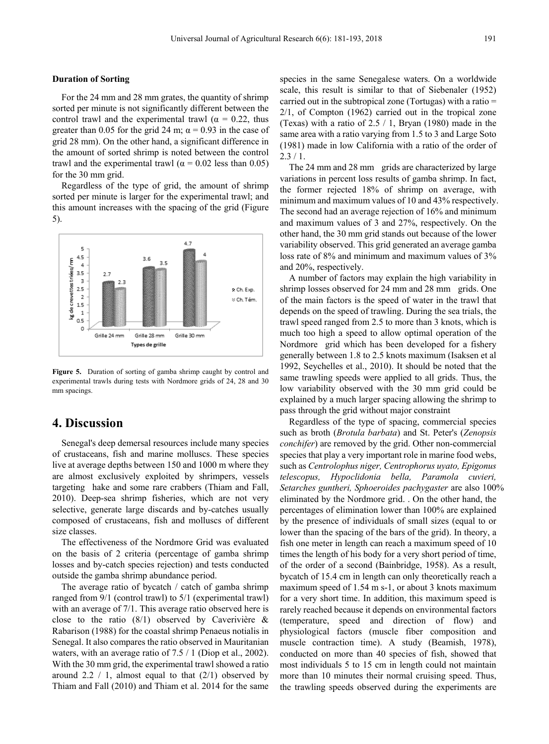### Duration of Sorting

For the 24 mm and 28 mm grates, the quantity of shrimp sorted per minute is not significantly different between the control trawl and the experimental trawl ($\alpha = 0.22$, thus greater than 0.05 for the grid 24 m; $\alpha = 0.93$ in the case of grid 28 mm). On the other hand, a significant difference in the amount of sorted shrimp is noted between the control trawl and the experimental trawl ($\alpha = 0.02$ less than 0.05) for the 30 mm grid.

Regardless of the type of grid, the amount of shrimp sorted per minute is larger for the experimental trawl; and this amount increases with the spacing of the grid (Figure 5).

kg de crevettes triées/ mn
5
4.5
4
3.5
3
2.5
2
1.5
1
0.5
0
2.7
2.3
3.6
3.5
4.7
4
Grille 24 mm
Grille 28 mm
Grille 30 mm
Types de grille
Ch. Exp.
Ch. Tém.

**Figure 5.** Duration of sorting of gamba shrimp caught by control and experimental trawls during tests with Nordmore grids of 24, 28 and 30 mm spacings.

## 4. Discussion

Senegal's deep demersal resources include many species of crustaceans, fish and marine molluscs. These species live at average depths between 150 and 1000 m where they are almost exclusively exploited by shrimpers, vessels targeting hake and some rare crabbers (Thiam and Fall, 2010). Deep-sea shrimp fisheries, which are not very selective, generate large discards and by-catches usually composed of crustaceans, fish and molluscs of different size classes.

The effectiveness of the Nordmore Grid was evaluated on the basis of 2 criteria (percentage of gamba shrimp losses and by-catch species rejection) and tests conducted outside the gamba shrimp abundance period.

The average ratio of bycatch / catch of gamba shrimp ranged from 9/1 (control trawl) to 5/1 (experimental trawl) with an average of 7/1. This average ratio observed here is close to the ratio (8/1) observed by Caverivière & Rabarison (1988) for the coastal shrimp Penaeus notialis in Senegal. It also compares the ratio observed in Mauritanian waters, with an average ratio of 7.5 / 1 (Diop et al., 2002). With the 30 mm grid, the experimental trawl showed a ratio around 2.2 / 1, almost equal to that (2/1) observed by Thiam and Fall (2010) and Thiam et al. 2014 for the same species in the same Senegalese waters. On a worldwide scale, this result is similar to that of Siebenaler (1952) carried out in the subtropical zone (Tortugas) with a ratio = 2/1, of Compton (1962) carried out in the tropical zone (Texas) with a ratio of 2.5 / 1, Bryan (1980) made in the same area with a ratio varying from 1.5 to 3 and Large Soto (1981) made in low California with a ratio of the order of 2.3 / 1.

The 24 mm and 28 mm grids are characterized by large variations in percent loss results of gamba shrimp. In fact, the former rejected 18% of shrimp on average, with minimum and maximum values of 10 and 43% respectively. The second had an average rejection of 16% and minimum and maximum values of 3 and 27%, respectively. On the other hand, the 30 mm grid stands out because of the lower variability observed. This grid generated an average gamba loss rate of 8% and minimum and maximum values of 3% and 20%, respectively.

A number of factors may explain the high variability in shrimp losses observed for 24 mm and 28 mm grids. One of the main factors is the speed of water in the trawl that depends on the speed of trawling. During the sea trials, the trawl speed ranged from 2.5 to more than 3 knots, which is much too high a speed to allow optimal operation of the Nordmore grid which has been developed for a fishery generally between 1.8 to 2.5 knots maximum (Isaksen et al 1992, Seychelles et al., 2010). It should be noted that the same trawling speeds were applied to all grids. Thus, the low variability observed with the 30 mm grid could be explained by a much larger spacing allowing the shrimp to pass through the grid without major constraint

Regardless of the type of spacing, commercial species such as broth (*Brotula barbata*) and St. Peter's (*Zenopsis conchifer*) are removed by the grid. Other non-commercial species that play a very important role in marine food webs, such as *Centrolophus niger, Centrophorus uyato, Epigonus telescopus, Hypoclidonia bella, Paramola cuvieri, Setarches guntheri, Sphoeroides pachygaster* are also 100% eliminated by the Nordmore grid. . On the other hand, the percentages of elimination lower than 100% are explained by the presence of individuals of small sizes (equal to or lower than the spacing of the bars of the grid). In theory, a fish one meter in length can reach a maximum speed of 10 times the length of his body for a very short period of time, of the order of a second (Bainbridge, 1958). As a result, bycatch of 15.4 cm in length can only theoretically reach a maximum speed of 1.54 m $s^{-1}$, or about 3 knots maximum for a very short time. In addition, this maximum speed is rarely reached because it depends on environmental factors (temperature, speed and direction of flow) and physiological factors (muscle fiber composition and muscle contraction time). A study (Beamish, 1978), conducted on more than 40 species of fish, showed that most individuals 5 to 15 cm in length could not maintain more than 10 minutes their normal cruising speed. Thus, the trawling speeds observed during the experiments are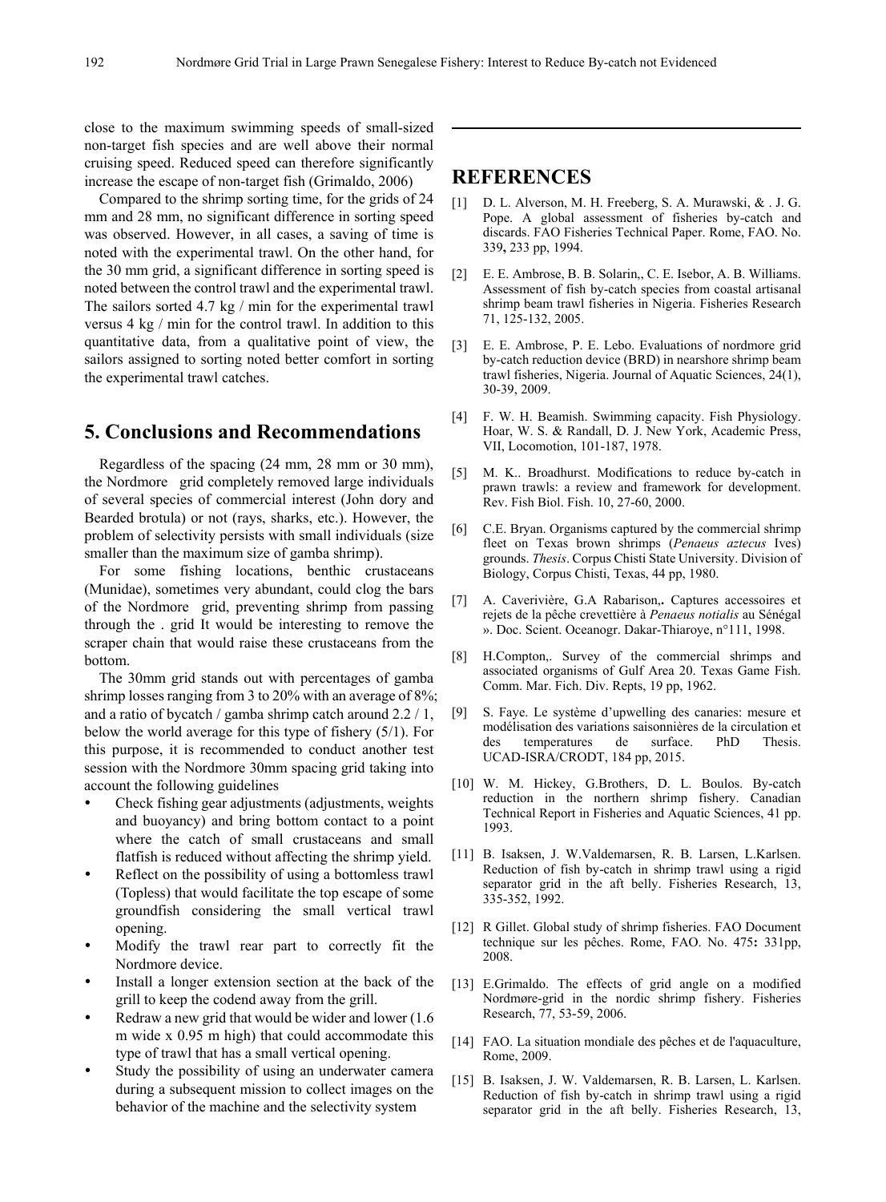close to the maximum swimming speeds of small-sized non-target fish species and are well above their normal cruising speed. Reduced speed can therefore significantly increase the escape of non-target fish (Grimaldo, 2006)

Compared to the shrimp sorting time, for the grids of 24 mm and 28 mm, no significant difference in sorting speed was observed. However, in all cases, a saving of time is noted with the experimental trawl. On the other hand, for the 30 mm grid, a significant difference in sorting speed is noted between the control trawl and the experimental trawl. The sailors sorted 4.7 kg / min for the experimental trawl versus 4 kg / min for the control trawl. In addition to this quantitative data, from a qualitative point of view, the sailors assigned to sorting noted better comfort in sorting the experimental trawl catches.

## 5. Conclusions and Recommendations

Regardless of the spacing (24 mm, 28 mm or 30 mm), the Nordmore grid completely removed large individuals of several species of commercial interest (John dory and Bearded brotula) or not (rays, sharks, etc.). However, the problem of selectivity persists with small individuals (size smaller than the maximum size of gamba shrimp).

For some fishing locations, benthic crustaceans (Munidae), sometimes very abundant, could clog the bars of the Nordmore grid, preventing shrimp from passing through the . grid It would be interesting to remove the scraper chain that would raise these crustaceans from the bottom.

The 30mm grid stands out with percentages of gamba shrimp losses ranging from 3 to 20% with an average of 8%; and a ratio of bycatch / gamba shrimp catch around 2.2 / 1, below the world average for this type of fishery (5/1). For this purpose, it is recommended to conduct another test session with the Nordmore 30mm spacing grid taking into account the following guidelines

- Check fishing gear adjustments (adjustments, weights and buoyancy) and bring bottom contact to a point where the catch of small crustaceans and small flatfish is reduced without affecting the shrimp yield.
- Reflect on the possibility of using a bottomless trawl (Topless) that would facilitate the top escape of some groundfish considering the small vertical trawl opening.
- Modify the trawl rear part to correctly fit the Nordmore device.
- Install a longer extension section at the back of the grill to keep the codend away from the grill.
- Redraw a new grid that would be wider and lower (1.6 m wide x 0.95 m high) that could accommodate this type of trawl that has a small vertical opening.
- Study the possibility of using an underwater camera during a subsequent mission to collect images on the behavior of the machine and the selectivity system

---

## REFERENCES

[1] D. L. Alverson, M. H. Freeberg, S. A. Murawski, & . J. G. Pope. A global assessment of fisheries by-catch and discards. FAO Fisheries Technical Paper. Rome, FAO. No. 339**,** 233 pp, 1994.

[2] E. E. Ambrose, B. B. Solarin,, C. E. Isebor, A. B. Williams. Assessment of fish by-catch species from coastal artisanal shrimp beam trawl fisheries in Nigeria. Fisheries Research 71, 125-132, 2005.

[3] E. E. Ambrose, P. E. Lebo. Evaluations of nordmore grid by-catch reduction device (BRD) in nearshore shrimp beam trawl fisheries, Nigeria. Journal of Aquatic Sciences, 24(1), 30-39, 2009.

[4] F. W. H. Beamish. Swimming capacity. Fish Physiology. Hoar, W. S. & Randall, D. J. New York, Academic Press, VII, Locomotion, 101-187, 1978.

[5] M. K.. Broadhurst. Modifications to reduce by-catch in prawn trawls: a review and framework for development. Rev. Fish Biol. Fish. 10, 27-60, 2000.

[6] C.E. Bryan. Organisms captured by the commercial shrimp fleet on Texas brown shrimps (*Penaeus aztecus* Ives) grounds. *Thesis*. Corpus Chisti State University. Division of Biology, Corpus Chisti, Texas, 44 pp, 1980.

[7] A. Caverivière, G.A Rabarison,**.** Captures accessoires et rejets de la pêche crevettière à *Penaeus notialis* au Sénégal ». Doc. Scient. Oceanogr. Dakar-Thiaroye, n°111, 1998.

[8] H.Compton,. Survey of the commercial shrimps and associated organisms of Gulf Area 20. Texas Game Fish. Comm. Mar. Fich. Div. Repts, 19 pp, 1962.

[9] S. Faye. Le système d'upwelling des canaries: mesure et modélisation des variations saisonnières de la circulation et des temperatures de surface. PhD Thesis. UCAD-ISRA/CRODT, 184 pp, 2015.

[10] W. M. Hickey, G.Brothers, D. L. Boulos. By-catch reduction in the northern shrimp fishery. Canadian Technical Report in Fisheries and Aquatic Sciences, 41 pp. 1993.

[11] B. Isaksen, J. W.Valdemarsen, R. B. Larsen, L.Karlsen. Reduction of fish by-catch in shrimp trawl using a rigid separator grid in the aft belly. Fisheries Research, 13, 335-352, 1992.

[12] R Gillet. Global study of shrimp fisheries. FAO Document technique sur les pêches. Rome, FAO. No. 475**:** 331pp, 2008.

[13] E.Grimaldo. The effects of grid angle on a modified Nordmøre-grid in the nordic shrimp fishery. Fisheries Research, 77, 53-59, 2006.

[14] FAO. La situation mondiale des pêches et de l'aquaculture, Rome, 2009.

[15] B. Isaksen, J. W. Valdemarsen, R. B. Larsen, L. Karlsen. Reduction of fish by-catch in shrimp trawl using a rigid separator grid in the aft belly. Fisheries Research, 13,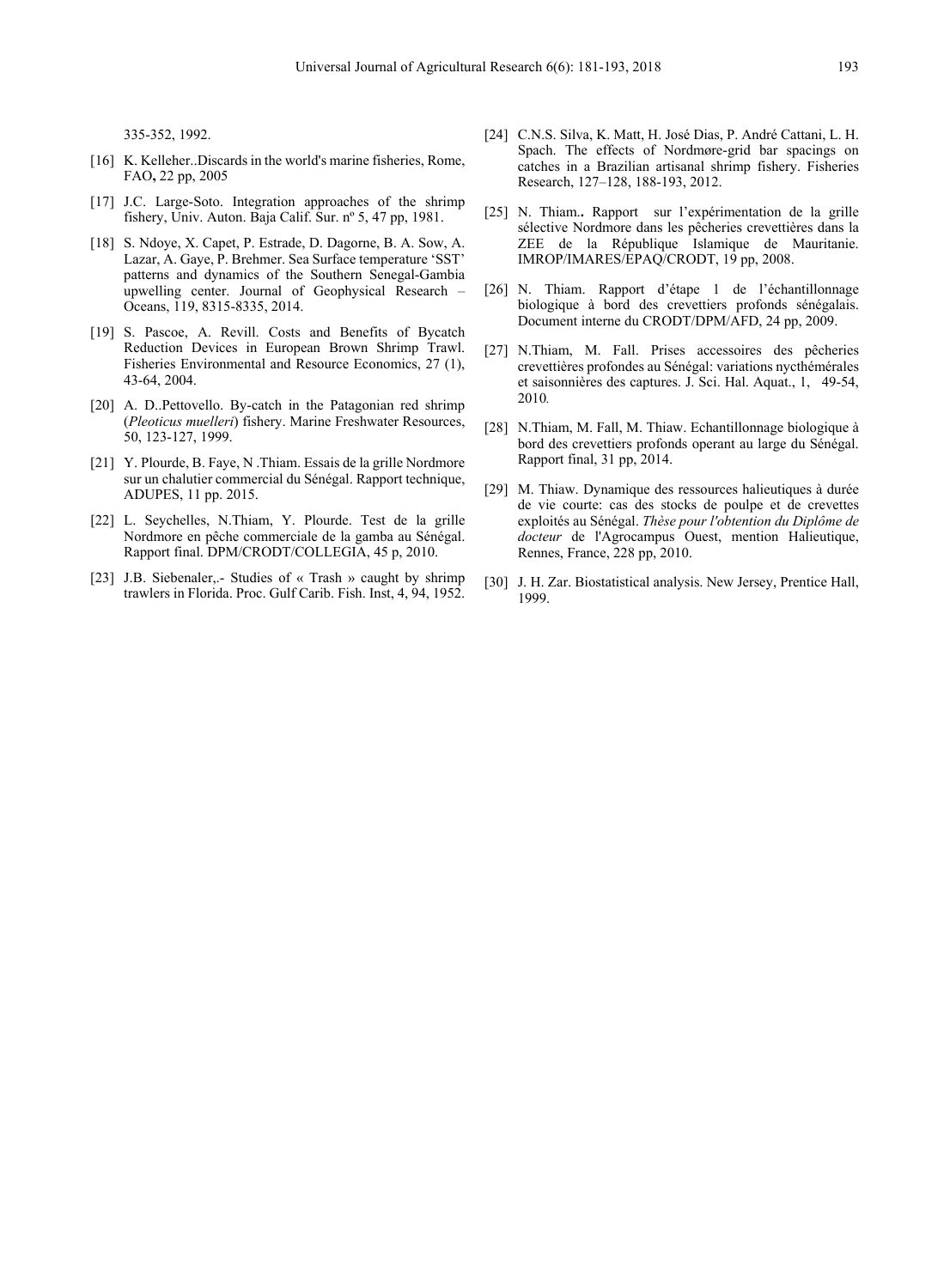335-352, 1992.

[16] K. Kelleher..Discards in the world's marine fisheries, Rome, FAO**,** 22 pp, 2005

[17] J.C. Large-Soto. Integration approaches of the shrimp fishery, Univ. Auton. Baja Calif. Sur. nº 5, 47 pp, 1981.

[18] S. Ndoye, X. Capet, P. Estrade, D. Dagorne, B. A. Sow, A. Lazar, A. Gaye, P. Brehmer. Sea Surface temperature 'SST' patterns and dynamics of the Southern Senegal-Gambia upwelling center. Journal of Geophysical Research – Oceans, 119, 8315-8335, 2014.

[19] S. Pascoe, A. Revill. Costs and Benefits of Bycatch Reduction Devices in European Brown Shrimp Trawl. Fisheries Environmental and Resource Economics, 27 (1), 43-64, 2004.

[20] A. D..Pettovello. By-catch in the Patagonian red shrimp (*Pleoticus muelleri*) fishery. Marine Freshwater Resources, 50, 123-127, 1999.

[21] Y. Plourde, B. Faye, N .Thiam. Essais de la grille Nordmore sur un chalutier commercial du Sénégal. Rapport technique, ADUPES, 11 pp. 2015.

[22] L. Seychelles, N.Thiam, Y. Plourde. Test de la grille Nordmore en pêche commerciale de la gamba au Sénégal. Rapport final. DPM/CRODT/COLLEGIA, 45 p, 2010.

[23] J.B. Siebenaler,.- Studies of « Trash » caught by shrimp trawlers in Florida. Proc. Gulf Carib. Fish. Inst, 4, 94, 1952.

[24] C.N.S. Silva, K. Matt, H. José Dias, P. André Cattani, L. H. Spach. The effects of Nordmøre-grid bar spacings on catches in a Brazilian artisanal shrimp fishery. Fisheries Research, 127–128, 188-193, 2012.

[25] N. Thiam**.** Rapport sur l'expérimentation de la grille sélective Nordmore dans les pêcheries crevettières dans la ZEE de la République Islamique de Mauritanie. IMROP/IMARES/EPAQ/CRODT, 19 pp, 2008.

[26] N. Thiam. Rapport d'étape 1 de l'échantillonnage biologique à bord des crevettiers profonds sénégalais. Document interne du CRODT/DPM/AFD, 24 pp, 2009.

[27] N.Thiam, M. Fall. Prises accessoires des pêcheries crevettières profondes au Sénégal: variations nycthémérales et saisonnières des captures. J. Sci. Hal. Aquat., 1, 49-54, 2010*.*

[28] N.Thiam, M. Fall, M. Thiaw. Echantillonnage biologique à bord des crevettiers profonds operant au large du Sénégal. Rapport final, 31 pp, 2014.

[29] M. Thiaw. Dynamique des ressources halieutiques à durée de vie courte: cas des stocks de poulpe et de crevettes exploités au Sénégal. *Thèse pour l'obtention du Diplôme de docteur* de l'Agrocampus Ouest, mention Halieutique, Rennes, France, 228 pp, 2010.

[30] J. H. Zar. Biostatistical analysis. New Jersey, Prentice Hall, 1999.